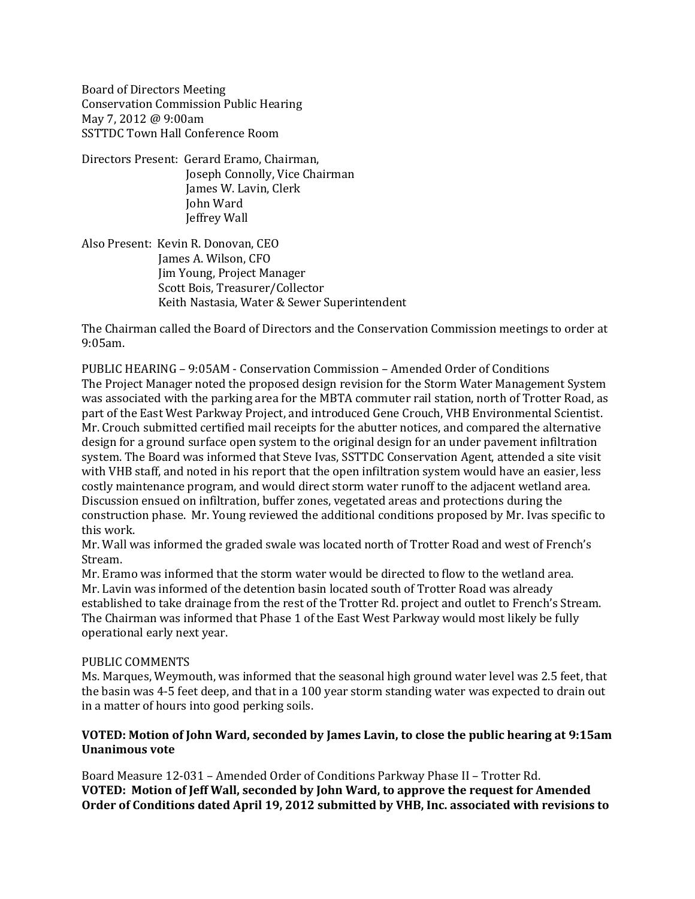Board of Directors Meeting
Conservation Commission Public Hearing
May 7, 2012 @ 9:00am
SSTTDC Town Hall Conference Room

Directors Present: Gerard Eramo, Chairman,
Joseph Connolly, Vice Chairman
James W. Lavin, Clerk
John Ward
Jeffrey Wall

Also Present: Kevin R. Donovan, CEO
James A. Wilson, CFO
Jim Young, Project Manager
Scott Bois, Treasurer/Collector
Keith Nastasia, Water & Sewer Superintendent

The Chairman called the Board of Directors and the Conservation Commission meetings to order at 9:05am.

PUBLIC HEARING – 9:05AM - Conservation Commission – Amended Order of Conditions
The Project Manager noted the proposed design revision for the Storm Water Management System was associated with the parking area for the MBTA commuter rail station, north of Trotter Road, as part of the East West Parkway Project, and introduced Gene Crouch, VHB Environmental Scientist. Mr. Crouch submitted certified mail receipts for the abutter notices, and compared the alternative design for a ground surface open system to the original design for an under pavement infiltration system. The Board was informed that Steve Ivas, SSTTDC Conservation Agent, attended a site visit with VHB staff, and noted in his report that the open infiltration system would have an easier, less costly maintenance program, and would direct storm water runoff to the adjacent wetland area. Discussion ensued on infiltration, buffer zones, vegetated areas and protections during the construction phase. Mr. Young reviewed the additional conditions proposed by Mr. Ivas specific to this work.
Mr. Wall was informed the graded swale was located north of Trotter Road and west of French's Stream.
Mr. Eramo was informed that the storm water would be directed to flow to the wetland area.
Mr. Lavin was informed of the detention basin located south of Trotter Road was already established to take drainage from the rest of the Trotter Rd. project and outlet to French's Stream.
The Chairman was informed that Phase 1 of the East West Parkway would most likely be fully operational early next year.

PUBLIC COMMENTS
Ms. Marques, Weymouth, was informed that the seasonal high ground water level was 2.5 feet, that the basin was 4-5 feet deep, and that in a 100 year storm standing water was expected to drain out in a matter of hours into good perking soils.

**VOTED: Motion of John Ward, seconded by James Lavin, to close the public hearing at 9:15am Unanimous vote**

Board Measure 12-031 – Amended Order of Conditions Parkway Phase II – Trotter Rd.
**VOTED: Motion of Jeff Wall, seconded by John Ward, to approve the request for Amended Order of Conditions dated April 19, 2012 submitted by VHB, Inc. associated with revisions to**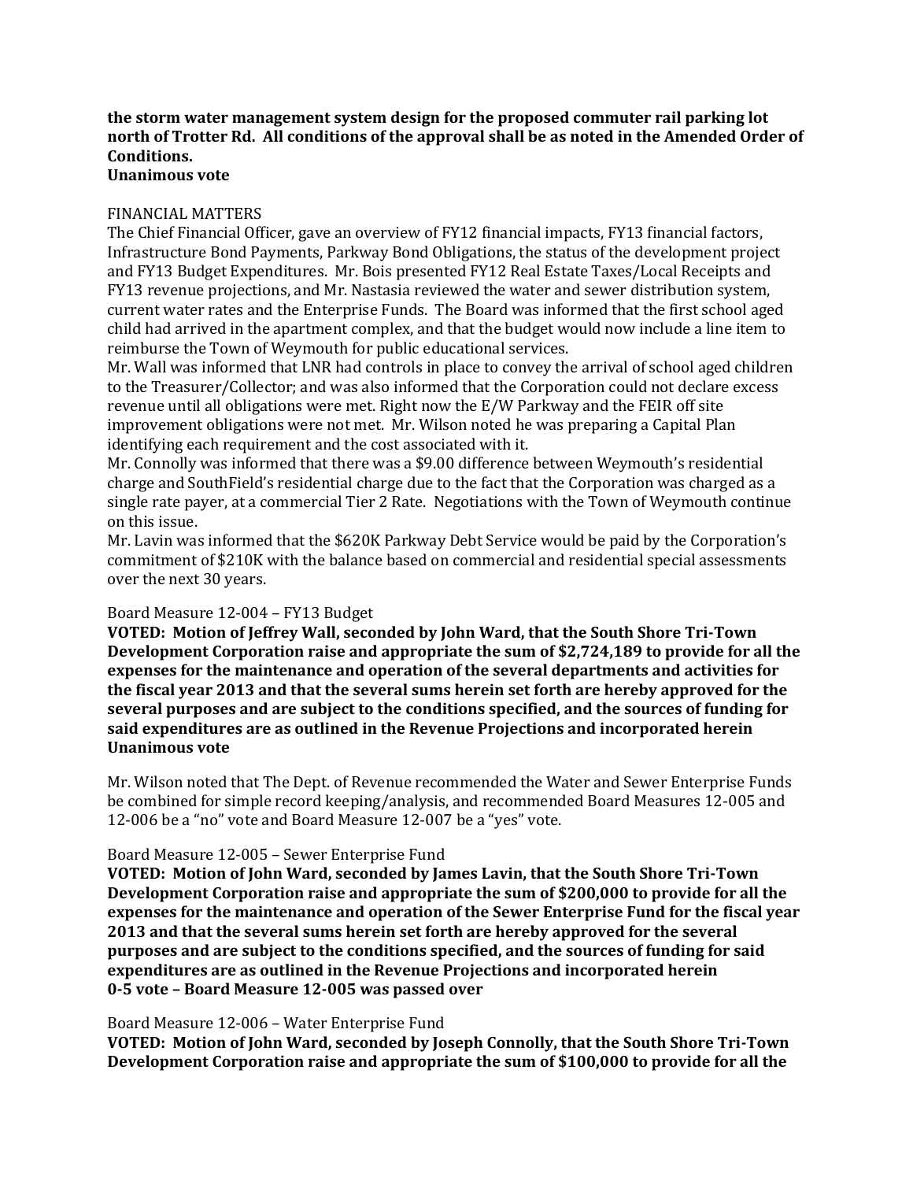**the storm water management system design for the proposed commuter rail parking lot north of Trotter Rd. All conditions of the approval shall be as noted in the Amended Order of Conditions.**
**Unanimous vote**

FINANCIAL MATTERS
The Chief Financial Officer, gave an overview of FY12 financial impacts, FY13 financial factors, Infrastructure Bond Payments, Parkway Bond Obligations, the status of the development project and FY13 Budget Expenditures. Mr. Bois presented FY12 Real Estate Taxes/Local Receipts and FY13 revenue projections, and Mr. Nastasia reviewed the water and sewer distribution system, current water rates and the Enterprise Funds. The Board was informed that the first school aged child had arrived in the apartment complex, and that the budget would now include a line item to reimburse the Town of Weymouth for public educational services.
Mr. Wall was informed that LNR had controls in place to convey the arrival of school aged children to the Treasurer/Collector; and was also informed that the Corporation could not declare excess revenue until all obligations were met. Right now the E/W Parkway and the FEIR off site improvement obligations were not met. Mr. Wilson noted he was preparing a Capital Plan identifying each requirement and the cost associated with it.
Mr. Connolly was informed that there was a $9.00 difference between Weymouth's residential charge and SouthField's residential charge due to the fact that the Corporation was charged as a single rate payer, at a commercial Tier 2 Rate. Negotiations with the Town of Weymouth continue on this issue.
Mr. Lavin was informed that the $620K Parkway Debt Service would be paid by the Corporation's commitment of $210K with the balance based on commercial and residential special assessments over the next 30 years.

Board Measure 12-004 – FY13 Budget
**VOTED: Motion of Jeffrey Wall, seconded by John Ward, that the South Shore Tri-Town Development Corporation raise and appropriate the sum of $2,724,189 to provide for all the expenses for the maintenance and operation of the several departments and activities for the fiscal year 2013 and that the several sums herein set forth are hereby approved for the several purposes and are subject to the conditions specified, and the sources of funding for said expenditures are as outlined in the Revenue Projections and incorporated herein**
**Unanimous vote**

Mr. Wilson noted that The Dept. of Revenue recommended the Water and Sewer Enterprise Funds be combined for simple record keeping/analysis, and recommended Board Measures 12-005 and 12-006 be a "no" vote and Board Measure 12-007 be a "yes" vote.

Board Measure 12-005 – Sewer Enterprise Fund
**VOTED: Motion of John Ward, seconded by James Lavin, that the South Shore Tri-Town Development Corporation raise and appropriate the sum of $200,000 to provide for all the expenses for the maintenance and operation of the Sewer Enterprise Fund for the fiscal year 2013 and that the several sums herein set forth are hereby approved for the several purposes and are subject to the conditions specified, and the sources of funding for said expenditures are as outlined in the Revenue Projections and incorporated herein**
**0-5 vote – Board Measure 12-005 was passed over**

Board Measure 12-006 – Water Enterprise Fund
**VOTED: Motion of John Ward, seconded by Joseph Connolly, that the South Shore Tri-Town Development Corporation raise and appropriate the sum of $100,000 to provide for all the**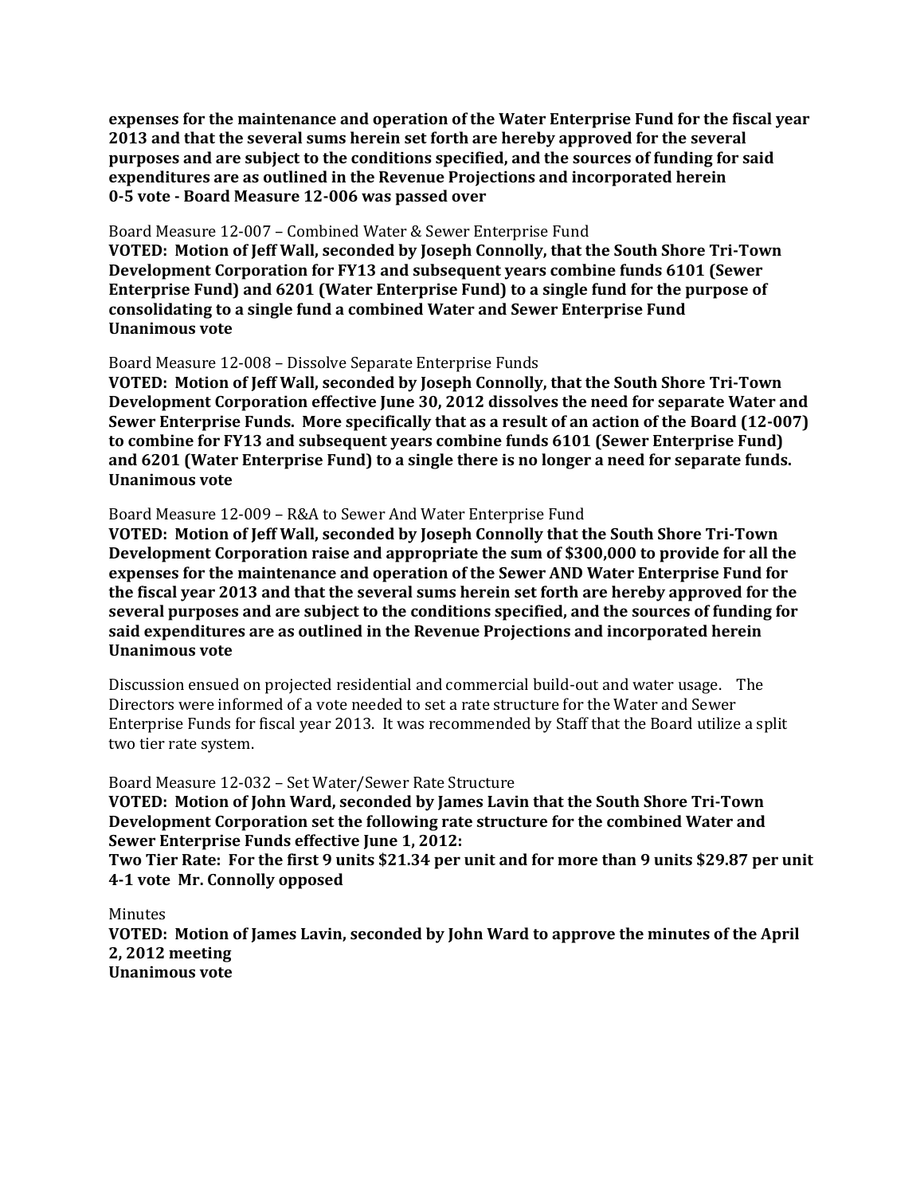**expenses for the maintenance and operation of the Water Enterprise Fund for the fiscal year 2013 and that the several sums herein set forth are hereby approved for the several purposes and are subject to the conditions specified, and the sources of funding for said expenditures are as outlined in the Revenue Projections and incorporated herein**
**0-5 vote - Board Measure 12-006 was passed over**

Board Measure 12-007 – Combined Water & Sewer Enterprise Fund
**VOTED: Motion of Jeff Wall, seconded by Joseph Connolly, that the South Shore Tri-Town Development Corporation for FY13 and subsequent years combine funds 6101 (Sewer Enterprise Fund) and 6201 (Water Enterprise Fund) to a single fund for the purpose of consolidating to a single fund a combined Water and Sewer Enterprise Fund**
**Unanimous vote**

Board Measure 12-008 – Dissolve Separate Enterprise Funds
**VOTED: Motion of Jeff Wall, seconded by Joseph Connolly, that the South Shore Tri-Town Development Corporation effective June 30, 2012 dissolves the need for separate Water and Sewer Enterprise Funds. More specifically that as a result of an action of the Board (12-007) to combine for FY13 and subsequent years combine funds 6101 (Sewer Enterprise Fund) and 6201 (Water Enterprise Fund) to a single there is no longer a need for separate funds.**
**Unanimous vote**

Board Measure 12-009 – R&A to Sewer And Water Enterprise Fund
**VOTED: Motion of Jeff Wall, seconded by Joseph Connolly that the South Shore Tri-Town Development Corporation raise and appropriate the sum of $300,000 to provide for all the expenses for the maintenance and operation of the Sewer AND Water Enterprise Fund for the fiscal year 2013 and that the several sums herein set forth are hereby approved for the several purposes and are subject to the conditions specified, and the sources of funding for said expenditures are as outlined in the Revenue Projections and incorporated herein**
**Unanimous vote**

Discussion ensued on projected residential and commercial build-out and water usage. The Directors were informed of a vote needed to set a rate structure for the Water and Sewer Enterprise Funds for fiscal year 2013. It was recommended by Staff that the Board utilize a split two tier rate system.

Board Measure 12-032 – Set Water/Sewer Rate Structure
**VOTED: Motion of John Ward, seconded by James Lavin that the South Shore Tri-Town Development Corporation set the following rate structure for the combined Water and Sewer Enterprise Funds effective June 1, 2012:**
**Two Tier Rate: For the first 9 units $21.34 per unit and for more than 9 units $29.87 per unit**
**4-1 vote Mr. Connolly opposed**

Minutes
**VOTED: Motion of James Lavin, seconded by John Ward to approve the minutes of the April 2, 2012 meeting**
**Unanimous vote**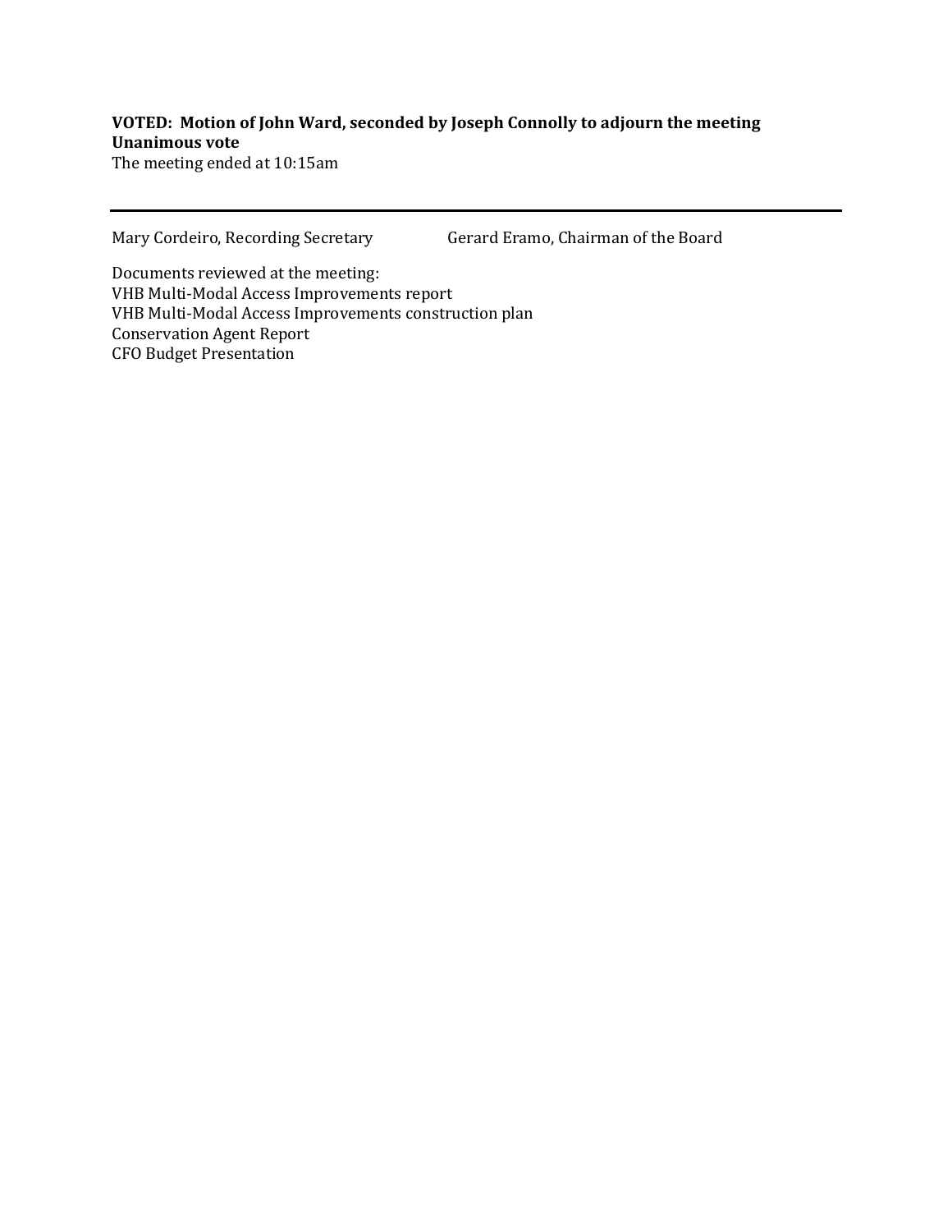**VOTED: Motion of John Ward, seconded by Joseph Connolly to adjourn the meeting**
**Unanimous vote**
The meeting ended at 10:15am

---

Mary Cordeiro, Recording Secretary Gerard Eramo, Chairman of the Board

Documents reviewed at the meeting:
VHB Multi-Modal Access Improvements report
VHB Multi-Modal Access Improvements construction plan
Conservation Agent Report
CFO Budget Presentation